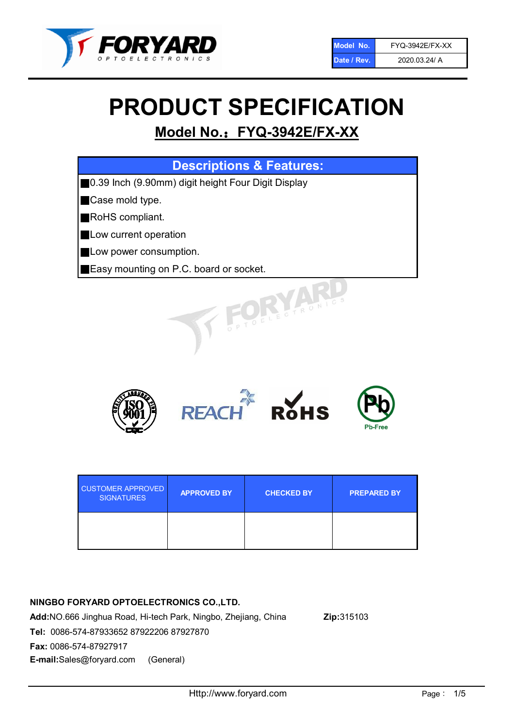| Model No. | FYQ-3942E/FX-XX |
|---|---|
| Date / Rev. | 2020.03.24/ A |

# PRODUCT SPECIFICATION

## Model No.：FYQ-3942E/FX-XX

| Descriptions & Features: |
|---|
| ■0.39 Inch (9.90mm) digit height Four Digit Display |
| ■Case mold type. |
| ■RoHS compliant. |
| ■Low current operation |
| ■Low power consumption. |
| ■Easy mounting on P.C. board or socket. |

| CUSTOMER APPROVED SIGNATURES | APPROVED BY | CHECKED BY | PREPARED BY |
|---|---|---|---|
| | | | |

**NINGBO FORYARD OPTOELECTRONICS CO.,LTD.**

**Add:**NO.666 Jinghua Road, Hi-tech Park, Ningbo, Zhejiang, China **Zip:**315103

**Tel:** 0086-574-87933652 87922206 87927870

**Fax:** 0086-574-87927917

**E-mail:**Sales@foryard.com (General)

Http://www.foryard.com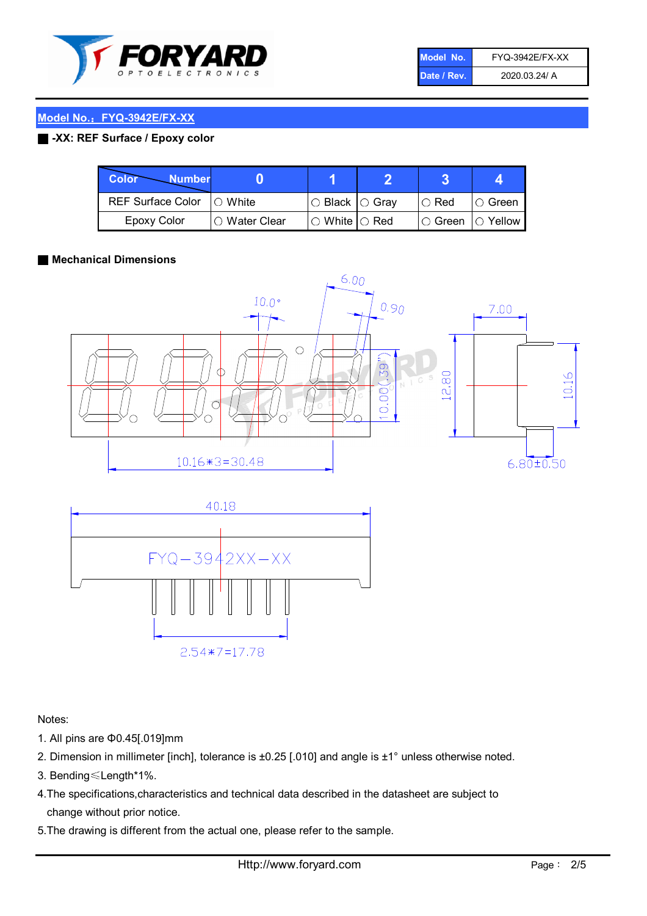| Model No. | FYQ-3942E/FX-XX |
| --- | --- |
| Date / Rev. | 2020.03.24/ A |

## Model No.：FYQ-3942E/FX-XX

### -XX: REF Surface / Epoxy color

| Color \ Number | 0 | 1 | 2 | 3 | 4 |
| --- | --- | --- | --- | --- | --- |
| REF Surface Color | ○ White | ○ Black | ○ Gray | ○ Red | ○ Green |
| Epoxy Color | ○ Water Clear | ○ White | ○ Red | ○ Green | ○ Yellow |

### Mechanical Dimensions

Notes:

1. All pins are Φ0.45[.019]mm
2. Dimension in millimeter [inch], tolerance is ±0.25 [.010] and angle is ±1° unless otherwise noted.
3. Bending≤Length*1%.
4. The specifications,characteristics and technical data described in the datasheet are subject to change without prior notice.
5. The drawing is different from the actual one, please refer to the sample.

Http://www.foryard.com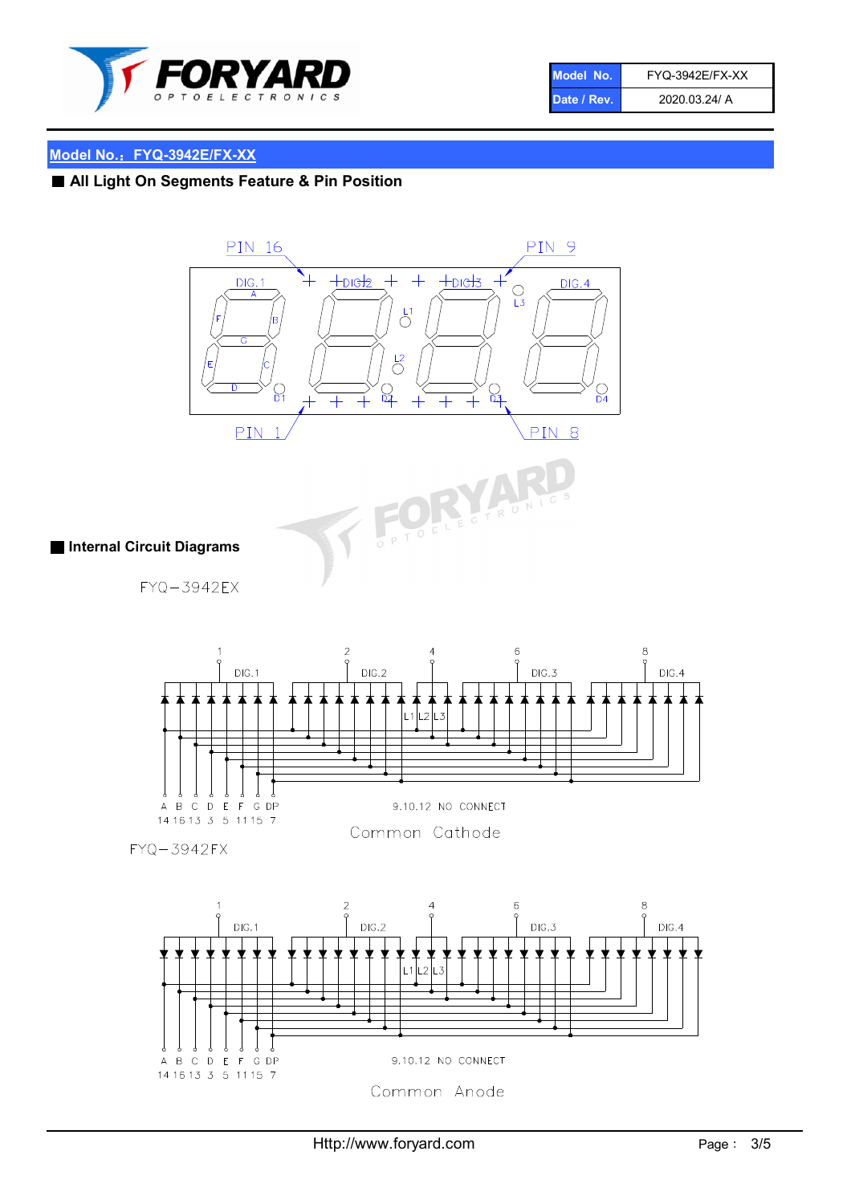| Model No. | FYQ-3942E/FX-XX |
| --- | --- |
| Date / Rev. | 2020.03.24/ A |

## Model No.：FYQ-3942E/FX-XX

### All Light On Segments Feature & Pin Position

PIN 16　　PIN 9

DIG.1　DIG.2　DIG.3　DIG.4

A　B　C　D　E　F　G　L1　L2　L3　D1　D2　D3　D4

PIN 1　　PIN 8

### Internal Circuit Diagrams

FYQ−3942EX

1 DIG.1　2 DIG.2　4 L1 L2 L3　6 DIG.3　8 DIG.4

A B C D E F G DP
14 16 13 3 5 11 15 7

9.10.12 NO CONNECT

Common Cathode

FYQ−3942FX

1 DIG.1　2 DIG.2　4 L1 L2 L3　6 DIG.3　8 DIG.4

A B C D E F G DP
14 16 13 3 5 11 15 7

9.10.12 NO CONNECT

Common Anode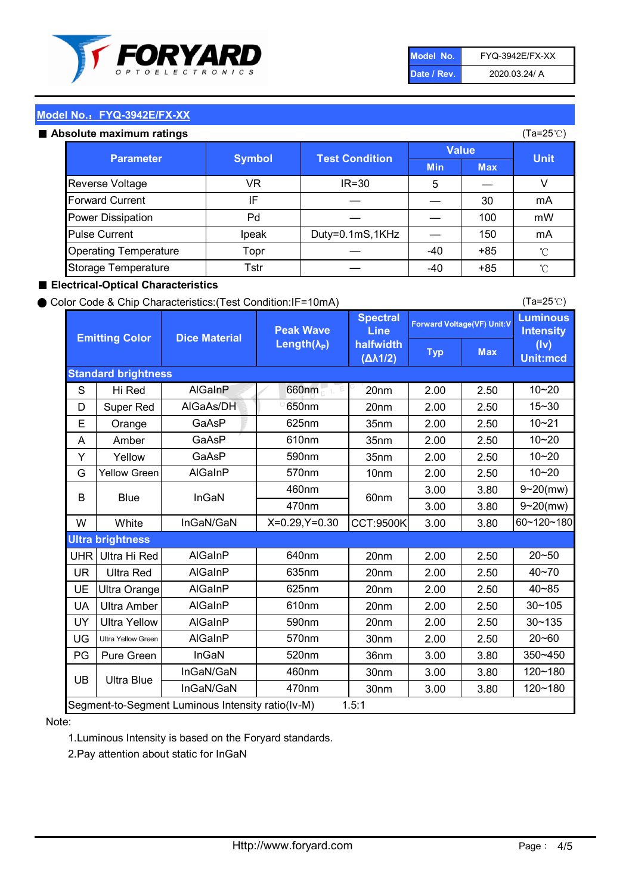| Model No. | FYQ-3942E/FX-XX |
|---|---|
| Date / Rev. | 2020.03.24/ A |

## Model No.：FYQ-3942E/FX-XX

### ■ Absolute maximum ratings

(Ta=25℃)

| Parameter | Symbol | Test Condition | Value | | Unit |
|---|---|---|---|---|---|
| | | | Min | Max | |
| Reverse Voltage | VR | IR=30 | 5 | — | V |
| Forward Current | IF | — | — | 30 | mA |
| Power Dissipation | Pd | — | — | 100 | mW |
| Pulse Current | Ipeak | Duty=0.1mS,1KHz | — | 150 | mA |
| Operating Temperature | Topr | — | -40 | +85 | ℃ |
| Storage Temperature | Tstr | — | -40 | +85 | ℃ |

### ■ Electrical-Optical Characteristics

● Color Code & Chip Characteristics:(Test Condition:IF=10mA)

(Ta=25℃)

| Emitting Color | | Dice Material | Peak Wave Length($\lambda_P$) | Spectral Line halfwidth ($\Delta\lambda 1/2$) | Forward Voltage(VF) Unit:V | | Luminous Intensity (Iv) Unit:mcd |
|---|---|---|---|---|---|---|---|
| | | | | | Typ | Max | |
| **Standard brightness** | | | | | | | |
| S | Hi Red | AlGaInP | 660nm | 20nm | 2.00 | 2.50 | 10~20 |
| D | Super Red | AlGaAs/DH | 650nm | 20nm | 2.00 | 2.50 | 15~30 |
| E | Orange | GaAsP | 625nm | 35nm | 2.00 | 2.50 | 10~21 |
| A | Amber | GaAsP | 610nm | 35nm | 2.00 | 2.50 | 10~20 |
| Y | Yellow | GaAsP | 590nm | 35nm | 2.00 | 2.50 | 10~20 |
| G | Yellow Green | AlGaInP | 570nm | 10nm | 2.00 | 2.50 | 10~20 |
| B | Blue | InGaN | 460nm | 60nm | 3.00 | 3.80 | 9~20(mw) |
| | | | 470nm | | 3.00 | 3.80 | 9~20(mw) |
| W | White | InGaN/GaN | X=0.29,Y=0.30 | CCT:9500K | 3.00 | 3.80 | 60~120~180 |
| **Ultra brightness** | | | | | | | |
| UHR | Ultra Hi Red | AlGaInP | 640nm | 20nm | 2.00 | 2.50 | 20~50 |
| UR | Ultra Red | AlGaInP | 635nm | 20nm | 2.00 | 2.50 | 40~70 |
| UE | Ultra Orange | AlGaInP | 625nm | 20nm | 2.00 | 2.50 | 40~85 |
| UA | Ultra Amber | AlGaInP | 610nm | 20nm | 2.00 | 2.50 | 30~105 |
| UY | Ultra Yellow | AlGaInP | 590nm | 20nm | 2.00 | 2.50 | 30~135 |
| UG | Ultra Yellow Green | AlGaInP | 570nm | 30nm | 2.00 | 2.50 | 20~60 |
| PG | Pure Green | InGaN | 520nm | 36nm | 3.00 | 3.80 | 350~450 |
| UB | Ultra Blue | InGaN/GaN | 460nm | 30nm | 3.00 | 3.80 | 120~180 |
| | | InGaN/GaN | 470nm | 30nm | 3.00 | 3.80 | 120~180 |
| Segment-to-Segment Luminous Intensity ratio(Iv-M) | | | 1.5:1 | | | | |

Note:

1.Luminous Intensity is based on the Foryard standards.

2.Pay attention about static for InGaN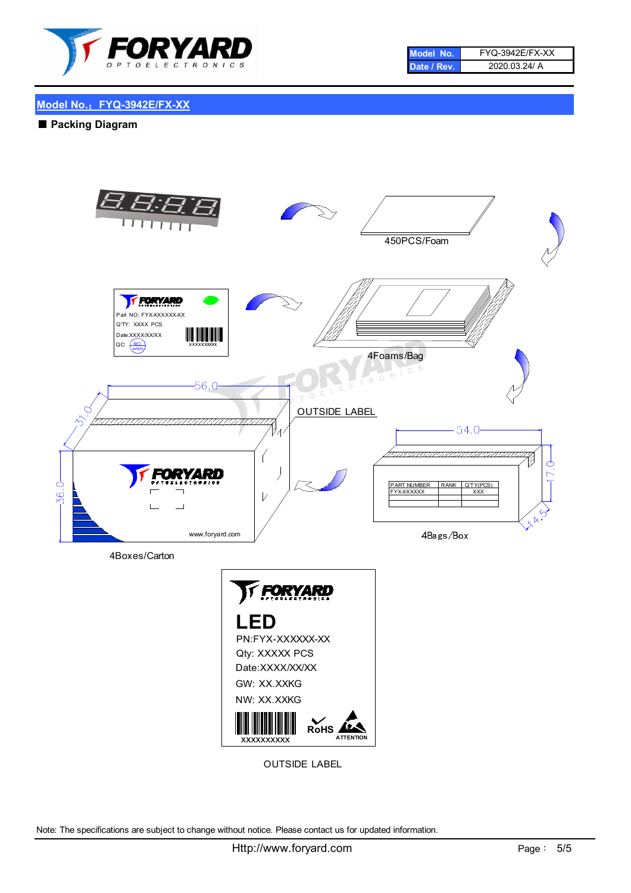## Model No.：FYQ-3942E/FX-XX

■ **Packing Diagram**

450PCS/Foam

4Foams/Bag

OUTSIDE LABEL

56.0

31.0

36.0

www.foryard.com

4Boxes/Carton

54.0

17.0

14.5

| PART NUMBER | RANK | Q'TY(PCS) |
|---|---|---|
| FYX-XXXXXX | | XXX |
| | | |
| | | |

4Bags/Box

Part NO: FYX-XXXXXXX-XX
Q'TY: XXXX PCS
Date:XXXX/XX/XX
QC:

XXXXXXXXXX

LED
PN:FYX-XXXXXX-XX
Qty: XXXXX PCS
Date:XXXX/XX/XX
GW: XX.XXKG
NW: XX.XXKG

XXXXXXXXXX

RoHS

ATTENTION

OUTSIDE LABEL

Note: The specifications are subject to change without notice. Please contact us for updated information.